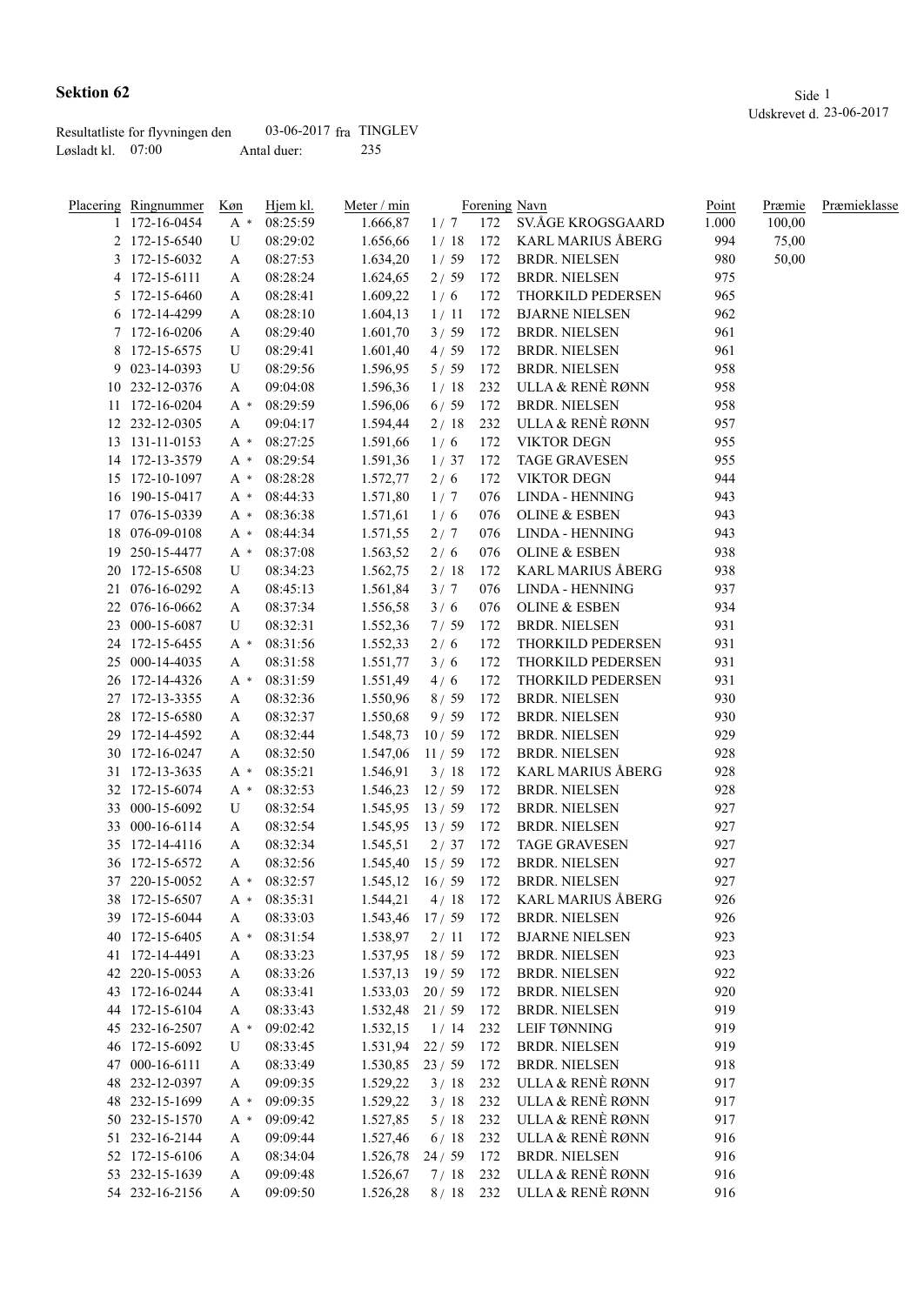# Sektion 62

Udskrevet d. 23-06-2017

Resultatliste for flyvningen den 03-06-2017 fra TINGLEV

Løsladt kl. 07:00 Antal duer: 235

| Placering | Ringnummer | Køn | Hjem kl. | Meter / min | | Forening | Navn | Point | Præmie | Præmieklasse |
|---|---|---|---|---|---|---|---|---|---|---|
| 1 | 172-16-0454 | A * | 08:25:59 | 1.666,87 | 1 / 7 | 172 | SV.ÅGE KROGSGAARD | 1.000 | 100,00 | |
| 2 | 172-15-6540 | U | 08:29:02 | 1.656,66 | 1 / 18 | 172 | KARL MARIUS ÅBERG | 994 | 75,00 | |
| 3 | 172-15-6032 | A | 08:27:53 | 1.634,20 | 1 / 59 | 172 | BRDR. NIELSEN | 980 | 50,00 | |
| 4 | 172-15-6111 | A | 08:28:24 | 1.624,65 | 2 / 59 | 172 | BRDR. NIELSEN | 975 | | |
| 5 | 172-15-6460 | A | 08:28:41 | 1.609,22 | 1 / 6 | 172 | THORKILD PEDERSEN | 965 | | |
| 6 | 172-14-4299 | A | 08:28:10 | 1.604,13 | 1 / 11 | 172 | BJARNE NIELSEN | 962 | | |
| 7 | 172-16-0206 | A | 08:29:40 | 1.601,70 | 3 / 59 | 172 | BRDR. NIELSEN | 961 | | |
| 8 | 172-15-6575 | U | 08:29:41 | 1.601,40 | 4 / 59 | 172 | BRDR. NIELSEN | 961 | | |
| 9 | 023-14-0393 | U | 08:29:56 | 1.596,95 | 5 / 59 | 172 | BRDR. NIELSEN | 958 | | |
| 10 | 232-12-0376 | A | 09:04:08 | 1.596,36 | 1 / 18 | 232 | ULLA & RENÈ RØNN | 958 | | |
| 11 | 172-16-0204 | A * | 08:29:59 | 1.596,06 | 6 / 59 | 172 | BRDR. NIELSEN | 958 | | |
| 12 | 232-12-0305 | A | 09:04:17 | 1.594,44 | 2 / 18 | 232 | ULLA & RENÈ RØNN | 957 | | |
| 13 | 131-11-0153 | A * | 08:27:25 | 1.591,66 | 1 / 6 | 172 | VIKTOR DEGN | 955 | | |
| 14 | 172-13-3579 | A * | 08:29:54 | 1.591,36 | 1 / 37 | 172 | TAGE GRAVESEN | 955 | | |
| 15 | 172-10-1097 | A * | 08:28:28 | 1.572,77 | 2 / 6 | 172 | VIKTOR DEGN | 944 | | |
| 16 | 190-15-0417 | A * | 08:44:33 | 1.571,80 | 1 / 7 | 076 | LINDA - HENNING | 943 | | |
| 17 | 076-15-0339 | A * | 08:36:38 | 1.571,61 | 1 / 6 | 076 | OLINE & ESBEN | 943 | | |
| 18 | 076-09-0108 | A * | 08:44:34 | 1.571,55 | 2 / 7 | 076 | LINDA - HENNING | 943 | | |
| 19 | 250-15-4477 | A * | 08:37:08 | 1.563,52 | 2 / 6 | 076 | OLINE & ESBEN | 938 | | |
| 20 | 172-15-6508 | U | 08:34:23 | 1.562,75 | 2 / 18 | 172 | KARL MARIUS ÅBERG | 938 | | |
| 21 | 076-16-0292 | A | 08:45:13 | 1.561,84 | 3 / 7 | 076 | LINDA - HENNING | 937 | | |
| 22 | 076-16-0662 | A | 08:37:34 | 1.556,58 | 3 / 6 | 076 | OLINE & ESBEN | 934 | | |
| 23 | 000-15-6087 | U | 08:32:31 | 1.552,36 | 7 / 59 | 172 | BRDR. NIELSEN | 931 | | |
| 24 | 172-15-6455 | A * | 08:31:56 | 1.552,33 | 2 / 6 | 172 | THORKILD PEDERSEN | 931 | | |
| 25 | 000-14-4035 | A | 08:31:58 | 1.551,77 | 3 / 6 | 172 | THORKILD PEDERSEN | 931 | | |
| 26 | 172-14-4326 | A * | 08:31:59 | 1.551,49 | 4 / 6 | 172 | THORKILD PEDERSEN | 931 | | |
| 27 | 172-13-3355 | A | 08:32:36 | 1.550,96 | 8 / 59 | 172 | BRDR. NIELSEN | 930 | | |
| 28 | 172-15-6580 | A | 08:32:37 | 1.550,68 | 9 / 59 | 172 | BRDR. NIELSEN | 930 | | |
| 29 | 172-14-4592 | A | 08:32:44 | 1.548,73 | 10 / 59 | 172 | BRDR. NIELSEN | 929 | | |
| 30 | 172-16-0247 | A | 08:32:50 | 1.547,06 | 11 / 59 | 172 | BRDR. NIELSEN | 928 | | |
| 31 | 172-13-3635 | A * | 08:35:21 | 1.546,91 | 3 / 18 | 172 | KARL MARIUS ÅBERG | 928 | | |
| 32 | 172-15-6074 | A * | 08:32:53 | 1.546,23 | 12 / 59 | 172 | BRDR. NIELSEN | 928 | | |
| 33 | 000-15-6092 | U | 08:32:54 | 1.545,95 | 13 / 59 | 172 | BRDR. NIELSEN | 927 | | |
| 33 | 000-16-6114 | A | 08:32:54 | 1.545,95 | 13 / 59 | 172 | BRDR. NIELSEN | 927 | | |
| 35 | 172-14-4116 | A | 08:32:34 | 1.545,51 | 2 / 37 | 172 | TAGE GRAVESEN | 927 | | |
| 36 | 172-15-6572 | A | 08:32:56 | 1.545,40 | 15 / 59 | 172 | BRDR. NIELSEN | 927 | | |
| 37 | 220-15-0052 | A * | 08:32:57 | 1.545,12 | 16 / 59 | 172 | BRDR. NIELSEN | 927 | | |
| 38 | 172-15-6507 | A * | 08:35:31 | 1.544,21 | 4 / 18 | 172 | KARL MARIUS ÅBERG | 926 | | |
| 39 | 172-15-6044 | A | 08:33:03 | 1.543,46 | 17 / 59 | 172 | BRDR. NIELSEN | 926 | | |
| 40 | 172-15-6405 | A * | 08:31:54 | 1.538,97 | 2 / 11 | 172 | BJARNE NIELSEN | 923 | | |
| 41 | 172-14-4491 | A | 08:33:23 | 1.537,95 | 18 / 59 | 172 | BRDR. NIELSEN | 923 | | |
| 42 | 220-15-0053 | A | 08:33:26 | 1.537,13 | 19 / 59 | 172 | BRDR. NIELSEN | 922 | | |
| 43 | 172-16-0244 | A | 08:33:41 | 1.533,03 | 20 / 59 | 172 | BRDR. NIELSEN | 920 | | |
| 44 | 172-15-6104 | A | 08:33:43 | 1.532,48 | 21 / 59 | 172 | BRDR. NIELSEN | 919 | | |
| 45 | 232-16-2507 | A * | 09:02:42 | 1.532,15 | 1 / 14 | 232 | LEIF TØNNING | 919 | | |
| 46 | 172-15-6092 | U | 08:33:45 | 1.531,94 | 22 / 59 | 172 | BRDR. NIELSEN | 919 | | |
| 47 | 000-16-6111 | A | 08:33:49 | 1.530,85 | 23 / 59 | 172 | BRDR. NIELSEN | 918 | | |
| 48 | 232-12-0397 | A | 09:09:35 | 1.529,22 | 3 / 18 | 232 | ULLA & RENÈ RØNN | 917 | | |
| 48 | 232-15-1699 | A * | 09:09:35 | 1.529,22 | 3 / 18 | 232 | ULLA & RENÈ RØNN | 917 | | |
| 50 | 232-15-1570 | A * | 09:09:42 | 1.527,85 | 5 / 18 | 232 | ULLA & RENÈ RØNN | 917 | | |
| 51 | 232-16-2144 | A | 09:09:44 | 1.527,46 | 6 / 18 | 232 | ULLA & RENÈ RØNN | 916 | | |
| 52 | 172-15-6106 | A | 08:34:04 | 1.526,78 | 24 / 59 | 172 | BRDR. NIELSEN | 916 | | |
| 53 | 232-15-1639 | A | 09:09:48 | 1.526,67 | 7 / 18 | 232 | ULLA & RENÈ RØNN | 916 | | |
| 54 | 232-16-2156 | A | 09:09:50 | 1.526,28 | 8 / 18 | 232 | ULLA & RENÈ RØNN | 916 | | |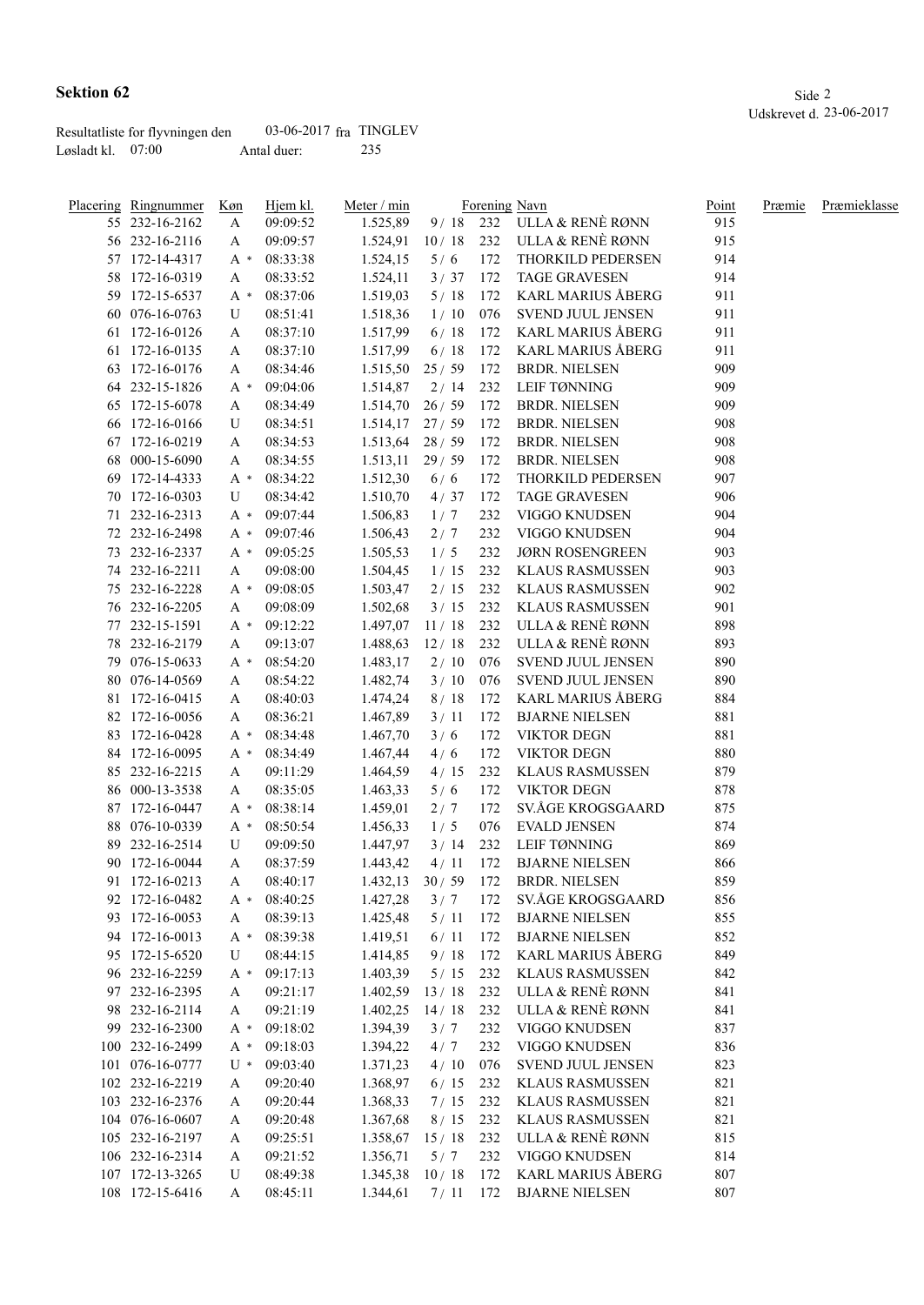# Sektion 62

Udskrevet d. 23-06-2017

Resultatliste for flyvningen den 03-06-2017 fra TINGLEV
Løsladt kl. 07:00 Antal duer: 235

| Placering | Ringnummer | Køn | Hjem kl. | Meter / min | | Forening | Navn | Point | Præmie | Præmieklasse |
|---|---|---|---|---|---|---|---|---|---|---|
| 55 | 232-16-2162 | A | 09:09:52 | 1.525,89 | 9 / 18 | 232 | ULLA & RENÈ RØNN | 915 | | |
| 56 | 232-16-2116 | A | 09:09:57 | 1.524,91 | 10 / 18 | 232 | ULLA & RENÈ RØNN | 915 | | |
| 57 | 172-14-4317 | A * | 08:33:38 | 1.524,15 | 5 / 6 | 172 | THORKILD PEDERSEN | 914 | | |
| 58 | 172-16-0319 | A | 08:33:52 | 1.524,11 | 3 / 37 | 172 | TAGE GRAVESEN | 914 | | |
| 59 | 172-15-6537 | A * | 08:37:06 | 1.519,03 | 5 / 18 | 172 | KARL MARIUS ÅBERG | 911 | | |
| 60 | 076-16-0763 | U | 08:51:41 | 1.518,36 | 1 / 10 | 076 | SVEND JUUL JENSEN | 911 | | |
| 61 | 172-16-0126 | A | 08:37:10 | 1.517,99 | 6 / 18 | 172 | KARL MARIUS ÅBERG | 911 | | |
| 61 | 172-16-0135 | A | 08:37:10 | 1.517,99 | 6 / 18 | 172 | KARL MARIUS ÅBERG | 911 | | |
| 63 | 172-16-0176 | A | 08:34:46 | 1.515,50 | 25 / 59 | 172 | BRDR. NIELSEN | 909 | | |
| 64 | 232-15-1826 | A * | 09:04:06 | 1.514,87 | 2 / 14 | 232 | LEIF TØNNING | 909 | | |
| 65 | 172-15-6078 | A | 08:34:49 | 1.514,70 | 26 / 59 | 172 | BRDR. NIELSEN | 909 | | |
| 66 | 172-16-0166 | U | 08:34:51 | 1.514,17 | 27 / 59 | 172 | BRDR. NIELSEN | 908 | | |
| 67 | 172-16-0219 | A | 08:34:53 | 1.513,64 | 28 / 59 | 172 | BRDR. NIELSEN | 908 | | |
| 68 | 000-15-6090 | A | 08:34:55 | 1.513,11 | 29 / 59 | 172 | BRDR. NIELSEN | 908 | | |
| 69 | 172-14-4333 | A * | 08:34:22 | 1.512,30 | 6 / 6 | 172 | THORKILD PEDERSEN | 907 | | |
| 70 | 172-16-0303 | U | 08:34:42 | 1.510,70 | 4 / 37 | 172 | TAGE GRAVESEN | 906 | | |
| 71 | 232-16-2313 | A * | 09:07:44 | 1.506,83 | 1 / 7 | 232 | VIGGO KNUDSEN | 904 | | |
| 72 | 232-16-2498 | A * | 09:07:46 | 1.506,43 | 2 / 7 | 232 | VIGGO KNUDSEN | 904 | | |
| 73 | 232-16-2337 | A * | 09:05:25 | 1.505,53 | 1 / 5 | 232 | JØRN ROSENGREEN | 903 | | |
| 74 | 232-16-2211 | A | 09:08:00 | 1.504,45 | 1 / 15 | 232 | KLAUS RASMUSSEN | 903 | | |
| 75 | 232-16-2228 | A * | 09:08:05 | 1.503,47 | 2 / 15 | 232 | KLAUS RASMUSSEN | 902 | | |
| 76 | 232-16-2205 | A | 09:08:09 | 1.502,68 | 3 / 15 | 232 | KLAUS RASMUSSEN | 901 | | |
| 77 | 232-15-1591 | A * | 09:12:22 | 1.497,07 | 11 / 18 | 232 | ULLA & RENÈ RØNN | 898 | | |
| 78 | 232-16-2179 | A | 09:13:07 | 1.488,63 | 12 / 18 | 232 | ULLA & RENÈ RØNN | 893 | | |
| 79 | 076-15-0633 | A * | 08:54:20 | 1.483,17 | 2 / 10 | 076 | SVEND JUUL JENSEN | 890 | | |
| 80 | 076-14-0569 | A | 08:54:22 | 1.482,74 | 3 / 10 | 076 | SVEND JUUL JENSEN | 890 | | |
| 81 | 172-16-0415 | A | 08:40:03 | 1.474,24 | 8 / 18 | 172 | KARL MARIUS ÅBERG | 884 | | |
| 82 | 172-16-0056 | A | 08:36:21 | 1.467,89 | 3 / 11 | 172 | BJARNE NIELSEN | 881 | | |
| 83 | 172-16-0428 | A * | 08:34:48 | 1.467,70 | 3 / 6 | 172 | VIKTOR DEGN | 881 | | |
| 84 | 172-16-0095 | A * | 08:34:49 | 1.467,44 | 4 / 6 | 172 | VIKTOR DEGN | 880 | | |
| 85 | 232-16-2215 | A | 09:11:29 | 1.464,59 | 4 / 15 | 232 | KLAUS RASMUSSEN | 879 | | |
| 86 | 000-13-3538 | A | 08:35:05 | 1.463,33 | 5 / 6 | 172 | VIKTOR DEGN | 878 | | |
| 87 | 172-16-0447 | A * | 08:38:14 | 1.459,01 | 2 / 7 | 172 | SV.ÅGE KROGSGAARD | 875 | | |
| 88 | 076-10-0339 | A * | 08:50:54 | 1.456,33 | 1 / 5 | 076 | EVALD JENSEN | 874 | | |
| 89 | 232-16-2514 | U | 09:09:50 | 1.447,97 | 3 / 14 | 232 | LEIF TØNNING | 869 | | |
| 90 | 172-16-0044 | A | 08:37:59 | 1.443,42 | 4 / 11 | 172 | BJARNE NIELSEN | 866 | | |
| 91 | 172-16-0213 | A | 08:40:17 | 1.432,13 | 30 / 59 | 172 | BRDR. NIELSEN | 859 | | |
| 92 | 172-16-0482 | A * | 08:40:25 | 1.427,28 | 3 / 7 | 172 | SV.ÅGE KROGSGAARD | 856 | | |
| 93 | 172-16-0053 | A | 08:39:13 | 1.425,48 | 5 / 11 | 172 | BJARNE NIELSEN | 855 | | |
| 94 | 172-16-0013 | A * | 08:39:38 | 1.419,51 | 6 / 11 | 172 | BJARNE NIELSEN | 852 | | |
| 95 | 172-15-6520 | U | 08:44:15 | 1.414,85 | 9 / 18 | 172 | KARL MARIUS ÅBERG | 849 | | |
| 96 | 232-16-2259 | A * | 09:17:13 | 1.403,39 | 5 / 15 | 232 | KLAUS RASMUSSEN | 842 | | |
| 97 | 232-16-2395 | A | 09:21:17 | 1.402,59 | 13 / 18 | 232 | ULLA & RENÈ RØNN | 841 | | |
| 98 | 232-16-2114 | A | 09:21:19 | 1.402,25 | 14 / 18 | 232 | ULLA & RENÈ RØNN | 841 | | |
| 99 | 232-16-2300 | A * | 09:18:02 | 1.394,39 | 3 / 7 | 232 | VIGGO KNUDSEN | 837 | | |
| 100 | 232-16-2499 | A * | 09:18:03 | 1.394,22 | 4 / 7 | 232 | VIGGO KNUDSEN | 836 | | |
| 101 | 076-16-0777 | U * | 09:03:40 | 1.371,23 | 4 / 10 | 076 | SVEND JUUL JENSEN | 823 | | |
| 102 | 232-16-2219 | A | 09:20:40 | 1.368,97 | 6 / 15 | 232 | KLAUS RASMUSSEN | 821 | | |
| 103 | 232-16-2376 | A | 09:20:44 | 1.368,33 | 7 / 15 | 232 | KLAUS RASMUSSEN | 821 | | |
| 104 | 076-16-0607 | A | 09:20:48 | 1.367,68 | 8 / 15 | 232 | KLAUS RASMUSSEN | 821 | | |
| 105 | 232-16-2197 | A | 09:25:51 | 1.358,67 | 15 / 18 | 232 | ULLA & RENÈ RØNN | 815 | | |
| 106 | 232-16-2314 | A | 09:21:52 | 1.356,71 | 5 / 7 | 232 | VIGGO KNUDSEN | 814 | | |
| 107 | 172-13-3265 | U | 08:49:38 | 1.345,38 | 10 / 18 | 172 | KARL MARIUS ÅBERG | 807 | | |
| 108 | 172-15-6416 | A | 08:45:11 | 1.344,61 | 7 / 11 | 172 | BJARNE NIELSEN | 807 | | |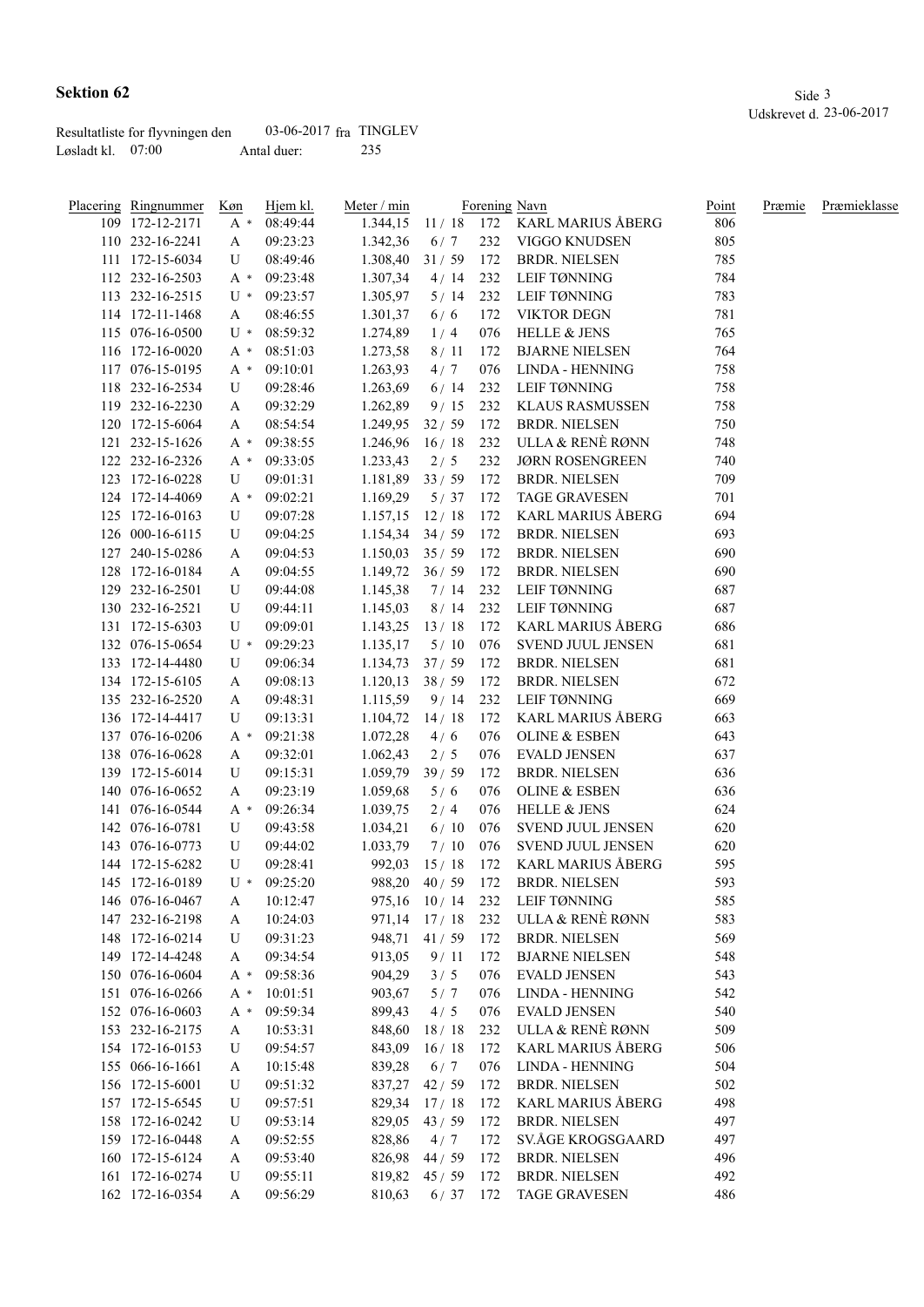# Sektion 62

Udskrevet d. 23-06-2017

Resultatliste for flyvningen den 03-06-2017 fra TINGLEV
Løsladt kl. 07:00 Antal duer: 235

| Placering | Ringnummer | Køn | Hjem kl. | Meter / min | | Forening | Navn | Point | Præmie | Præmieklasse |
|---|---|---|---|---|---|---|---|---|---|---|
| 109 | 172-12-2171 | A * | 08:49:44 | 1.344,15 | 11 / 18 | 172 | KARL MARIUS ÅBERG | 806 | | |
| 110 | 232-16-2241 | A | 09:23:23 | 1.342,36 | 6 / 7 | 232 | VIGGO KNUDSEN | 805 | | |
| 111 | 172-15-6034 | U | 08:49:46 | 1.308,40 | 31 / 59 | 172 | BRDR. NIELSEN | 785 | | |
| 112 | 232-16-2503 | A * | 09:23:48 | 1.307,34 | 4 / 14 | 232 | LEIF TØNNING | 784 | | |
| 113 | 232-16-2515 | U * | 09:23:57 | 1.305,97 | 5 / 14 | 232 | LEIF TØNNING | 783 | | |
| 114 | 172-11-1468 | A | 08:46:55 | 1.301,37 | 6 / 6 | 172 | VIKTOR DEGN | 781 | | |
| 115 | 076-16-0500 | U * | 08:59:32 | 1.274,89 | 1 / 4 | 076 | HELLE & JENS | 765 | | |
| 116 | 172-16-0020 | A * | 08:51:03 | 1.273,58 | 8 / 11 | 172 | BJARNE NIELSEN | 764 | | |
| 117 | 076-15-0195 | A * | 09:10:01 | 1.263,93 | 4 / 7 | 076 | LINDA - HENNING | 758 | | |
| 118 | 232-16-2534 | U | 09:28:46 | 1.263,69 | 6 / 14 | 232 | LEIF TØNNING | 758 | | |
| 119 | 232-16-2230 | A | 09:32:29 | 1.262,89 | 9 / 15 | 232 | KLAUS RASMUSSEN | 758 | | |
| 120 | 172-15-6064 | A | 08:54:54 | 1.249,95 | 32 / 59 | 172 | BRDR. NIELSEN | 750 | | |
| 121 | 232-15-1626 | A * | 09:38:55 | 1.246,96 | 16 / 18 | 232 | ULLA & RENÈ RØNN | 748 | | |
| 122 | 232-16-2326 | A * | 09:33:05 | 1.233,43 | 2 / 5 | 232 | JØRN ROSENGREEN | 740 | | |
| 123 | 172-16-0228 | U | 09:01:31 | 1.181,89 | 33 / 59 | 172 | BRDR. NIELSEN | 709 | | |
| 124 | 172-14-4069 | A * | 09:02:21 | 1.169,29 | 5 / 37 | 172 | TAGE GRAVESEN | 701 | | |
| 125 | 172-16-0163 | U | 09:07:28 | 1.157,15 | 12 / 18 | 172 | KARL MARIUS ÅBERG | 694 | | |
| 126 | 000-16-6115 | U | 09:04:25 | 1.154,34 | 34 / 59 | 172 | BRDR. NIELSEN | 693 | | |
| 127 | 240-15-0286 | A | 09:04:53 | 1.150,03 | 35 / 59 | 172 | BRDR. NIELSEN | 690 | | |
| 128 | 172-16-0184 | A | 09:04:55 | 1.149,72 | 36 / 59 | 172 | BRDR. NIELSEN | 690 | | |
| 129 | 232-16-2501 | U | 09:44:08 | 1.145,38 | 7 / 14 | 232 | LEIF TØNNING | 687 | | |
| 130 | 232-16-2521 | U | 09:44:11 | 1.145,03 | 8 / 14 | 232 | LEIF TØNNING | 687 | | |
| 131 | 172-15-6303 | U | 09:09:01 | 1.143,25 | 13 / 18 | 172 | KARL MARIUS ÅBERG | 686 | | |
| 132 | 076-15-0654 | U * | 09:29:23 | 1.135,17 | 5 / 10 | 076 | SVEND JUUL JENSEN | 681 | | |
| 133 | 172-14-4480 | U | 09:06:34 | 1.134,73 | 37 / 59 | 172 | BRDR. NIELSEN | 681 | | |
| 134 | 172-15-6105 | A | 09:08:13 | 1.120,13 | 38 / 59 | 172 | BRDR. NIELSEN | 672 | | |
| 135 | 232-16-2520 | A | 09:48:31 | 1.115,59 | 9 / 14 | 232 | LEIF TØNNING | 669 | | |
| 136 | 172-14-4417 | U | 09:13:31 | 1.104,72 | 14 / 18 | 172 | KARL MARIUS ÅBERG | 663 | | |
| 137 | 076-16-0206 | A * | 09:21:38 | 1.072,28 | 4 / 6 | 076 | OLINE & ESBEN | 643 | | |
| 138 | 076-16-0628 | A | 09:32:01 | 1.062,43 | 2 / 5 | 076 | EVALD JENSEN | 637 | | |
| 139 | 172-15-6014 | U | 09:15:31 | 1.059,79 | 39 / 59 | 172 | BRDR. NIELSEN | 636 | | |
| 140 | 076-16-0652 | A | 09:23:19 | 1.059,68 | 5 / 6 | 076 | OLINE & ESBEN | 636 | | |
| 141 | 076-16-0544 | A * | 09:26:34 | 1.039,75 | 2 / 4 | 076 | HELLE & JENS | 624 | | |
| 142 | 076-16-0781 | U | 09:43:58 | 1.034,21 | 6 / 10 | 076 | SVEND JUUL JENSEN | 620 | | |
| 143 | 076-16-0773 | U | 09:44:02 | 1.033,79 | 7 / 10 | 076 | SVEND JUUL JENSEN | 620 | | |
| 144 | 172-15-6282 | U | 09:28:41 | 992,03 | 15 / 18 | 172 | KARL MARIUS ÅBERG | 595 | | |
| 145 | 172-16-0189 | U * | 09:25:20 | 988,20 | 40 / 59 | 172 | BRDR. NIELSEN | 593 | | |
| 146 | 076-16-0467 | A | 10:12:47 | 975,16 | 10 / 14 | 232 | LEIF TØNNING | 585 | | |
| 147 | 232-16-2198 | A | 10:24:03 | 971,14 | 17 / 18 | 232 | ULLA & RENÈ RØNN | 583 | | |
| 148 | 172-16-0214 | U | 09:31:23 | 948,71 | 41 / 59 | 172 | BRDR. NIELSEN | 569 | | |
| 149 | 172-14-4248 | A | 09:34:54 | 913,05 | 9 / 11 | 172 | BJARNE NIELSEN | 548 | | |
| 150 | 076-16-0604 | A * | 09:58:36 | 904,29 | 3 / 5 | 076 | EVALD JENSEN | 543 | | |
| 151 | 076-16-0266 | A * | 10:01:51 | 903,67 | 5 / 7 | 076 | LINDA - HENNING | 542 | | |
| 152 | 076-16-0603 | A * | 09:59:34 | 899,43 | 4 / 5 | 076 | EVALD JENSEN | 540 | | |
| 153 | 232-16-2175 | A | 10:53:31 | 848,60 | 18 / 18 | 232 | ULLA & RENÈ RØNN | 509 | | |
| 154 | 172-16-0153 | U | 09:54:57 | 843,09 | 16 / 18 | 172 | KARL MARIUS ÅBERG | 506 | | |
| 155 | 066-16-1661 | A | 10:15:48 | 839,28 | 6 / 7 | 076 | LINDA - HENNING | 504 | | |
| 156 | 172-15-6001 | U | 09:51:32 | 837,27 | 42 / 59 | 172 | BRDR. NIELSEN | 502 | | |
| 157 | 172-15-6545 | U | 09:57:51 | 829,34 | 17 / 18 | 172 | KARL MARIUS ÅBERG | 498 | | |
| 158 | 172-16-0242 | U | 09:53:14 | 829,05 | 43 / 59 | 172 | BRDR. NIELSEN | 497 | | |
| 159 | 172-16-0448 | A | 09:52:55 | 828,86 | 4 / 7 | 172 | SV.ÅGE KROGSGAARD | 497 | | |
| 160 | 172-15-6124 | A | 09:53:40 | 826,98 | 44 / 59 | 172 | BRDR. NIELSEN | 496 | | |
| 161 | 172-16-0274 | U | 09:55:11 | 819,82 | 45 / 59 | 172 | BRDR. NIELSEN | 492 | | |
| 162 | 172-16-0354 | A | 09:56:29 | 810,63 | 6 / 37 | 172 | TAGE GRAVESEN | 486 | | |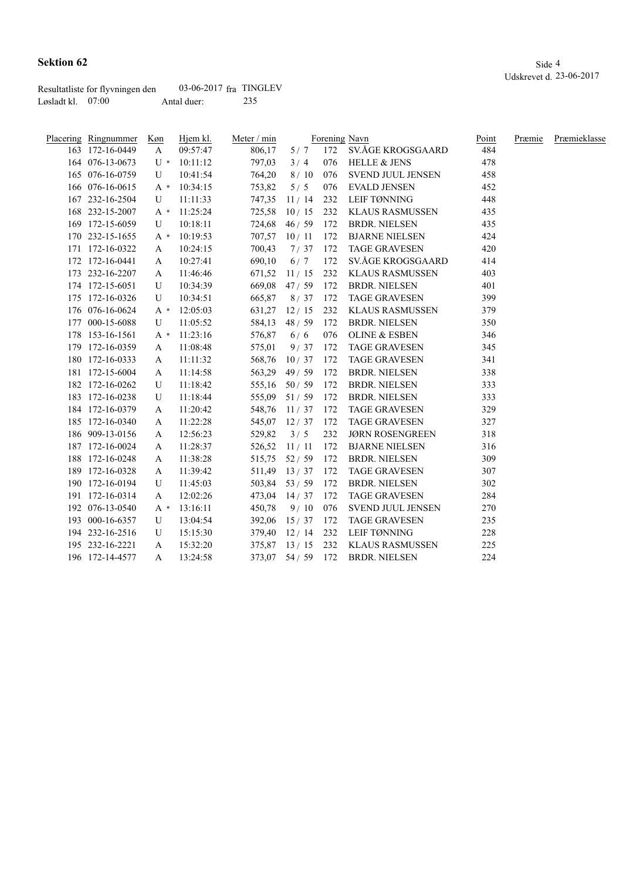**Sektion 62**

Udskrevet d. 23-06-2017

Resultatliste for flyvningen den 03-06-2017 fra TINGLEV
Løsladt kl. 07:00 Antal duer: 235

| Placering | Ringnummer | Køn | Hjem kl. | Meter / min | | Forening | Navn | Point | Præmie | Præmieklasse |
|---|---|---|---|---|---|---|---|---|---|---|
| 163 | 172-16-0449 | A | 09:57:47 | 806,17 | 5 / 7 | 172 | SV.ÅGE KROGSGAARD | 484 | | |
| 164 | 076-13-0673 | U * | 10:11:12 | 797,03 | 3 / 4 | 076 | HELLE & JENS | 478 | | |
| 165 | 076-16-0759 | U | 10:41:54 | 764,20 | 8 / 10 | 076 | SVEND JUUL JENSEN | 458 | | |
| 166 | 076-16-0615 | A * | 10:34:15 | 753,82 | 5 / 5 | 076 | EVALD JENSEN | 452 | | |
| 167 | 232-16-2504 | U | 11:11:33 | 747,35 | 11 / 14 | 232 | LEIF TØNNING | 448 | | |
| 168 | 232-15-2007 | A * | 11:25:24 | 725,58 | 10 / 15 | 232 | KLAUS RASMUSSEN | 435 | | |
| 169 | 172-15-6059 | U | 10:18:11 | 724,68 | 46 / 59 | 172 | BRDR. NIELSEN | 435 | | |
| 170 | 232-15-1655 | A * | 10:19:53 | 707,57 | 10 / 11 | 172 | BJARNE NIELSEN | 424 | | |
| 171 | 172-16-0322 | A | 10:24:15 | 700,43 | 7 / 37 | 172 | TAGE GRAVESEN | 420 | | |
| 172 | 172-16-0441 | A | 10:27:41 | 690,10 | 6 / 7 | 172 | SV.ÅGE KROGSGAARD | 414 | | |
| 173 | 232-16-2207 | A | 11:46:46 | 671,52 | 11 / 15 | 232 | KLAUS RASMUSSEN | 403 | | |
| 174 | 172-15-6051 | U | 10:34:39 | 669,08 | 47 / 59 | 172 | BRDR. NIELSEN | 401 | | |
| 175 | 172-16-0326 | U | 10:34:51 | 665,87 | 8 / 37 | 172 | TAGE GRAVESEN | 399 | | |
| 176 | 076-16-0624 | A * | 12:05:03 | 631,27 | 12 / 15 | 232 | KLAUS RASMUSSEN | 379 | | |
| 177 | 000-15-6088 | U | 11:05:52 | 584,13 | 48 / 59 | 172 | BRDR. NIELSEN | 350 | | |
| 178 | 153-16-1561 | A * | 11:23:16 | 576,87 | 6 / 6 | 076 | OLINE & ESBEN | 346 | | |
| 179 | 172-16-0359 | A | 11:08:48 | 575,01 | 9 / 37 | 172 | TAGE GRAVESEN | 345 | | |
| 180 | 172-16-0333 | A | 11:11:32 | 568,76 | 10 / 37 | 172 | TAGE GRAVESEN | 341 | | |
| 181 | 172-15-6004 | A | 11:14:58 | 563,29 | 49 / 59 | 172 | BRDR. NIELSEN | 338 | | |
| 182 | 172-16-0262 | U | 11:18:42 | 555,16 | 50 / 59 | 172 | BRDR. NIELSEN | 333 | | |
| 183 | 172-16-0238 | U | 11:18:44 | 555,09 | 51 / 59 | 172 | BRDR. NIELSEN | 333 | | |
| 184 | 172-16-0379 | A | 11:20:42 | 548,76 | 11 / 37 | 172 | TAGE GRAVESEN | 329 | | |
| 185 | 172-16-0340 | A | 11:22:28 | 545,07 | 12 / 37 | 172 | TAGE GRAVESEN | 327 | | |
| 186 | 909-13-0156 | A | 12:56:23 | 529,82 | 3 / 5 | 232 | JØRN ROSENGREEN | 318 | | |
| 187 | 172-16-0024 | A | 11:28:37 | 526,52 | 11 / 11 | 172 | BJARNE NIELSEN | 316 | | |
| 188 | 172-16-0248 | A | 11:38:28 | 515,75 | 52 / 59 | 172 | BRDR. NIELSEN | 309 | | |
| 189 | 172-16-0328 | A | 11:39:42 | 511,49 | 13 / 37 | 172 | TAGE GRAVESEN | 307 | | |
| 190 | 172-16-0194 | U | 11:45:03 | 503,84 | 53 / 59 | 172 | BRDR. NIELSEN | 302 | | |
| 191 | 172-16-0314 | A | 12:02:26 | 473,04 | 14 / 37 | 172 | TAGE GRAVESEN | 284 | | |
| 192 | 076-13-0540 | A * | 13:16:11 | 450,78 | 9 / 10 | 076 | SVEND JUUL JENSEN | 270 | | |
| 193 | 000-16-6357 | U | 13:04:54 | 392,06 | 15 / 37 | 172 | TAGE GRAVESEN | 235 | | |
| 194 | 232-16-2516 | U | 15:15:30 | 379,40 | 12 / 14 | 232 | LEIF TØNNING | 228 | | |
| 195 | 232-16-2221 | A | 15:32:20 | 375,87 | 13 / 15 | 232 | KLAUS RASMUSSEN | 225 | | |
| 196 | 172-14-4577 | A | 13:24:58 | 373,07 | 54 / 59 | 172 | BRDR. NIELSEN | 224 | | |